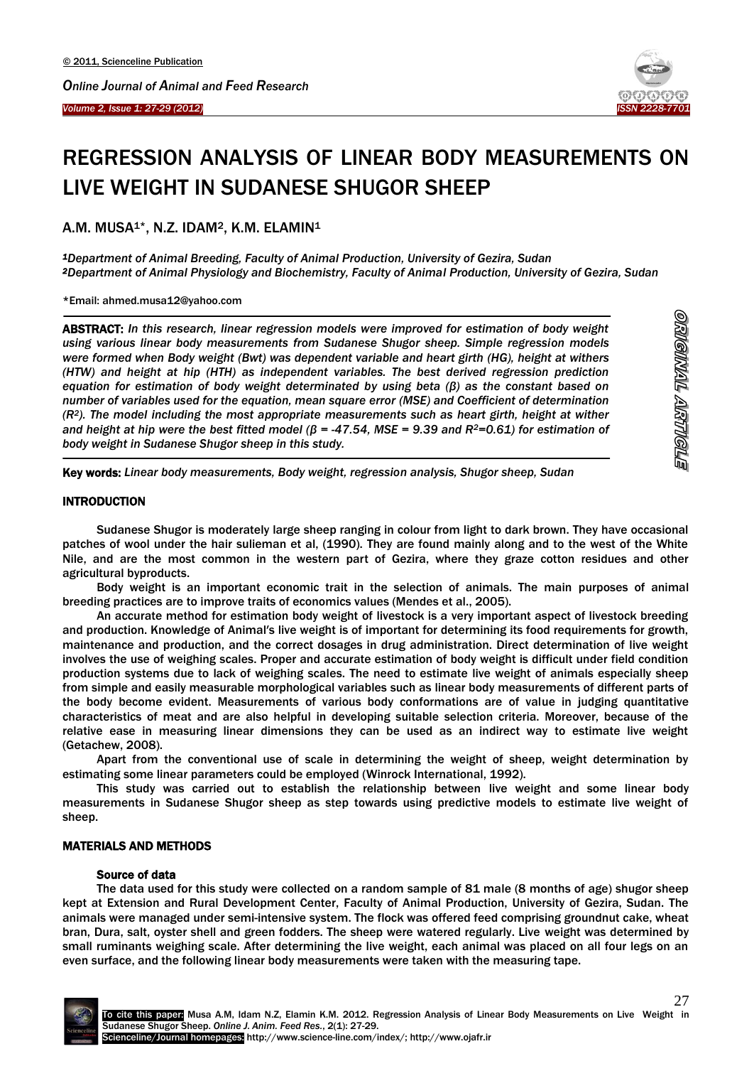# REGRESSION ANALYSIS OF LINEAR BODY MEASUREMENTS ON LIVE WEIGHT IN SUDANESE SHUGOR SHEEP

A.M. MUSA[1]*, N.Z. IDAM[2], K.M. ELAMIN[1]

*[1]Department of Animal Breeding, Faculty of Animal Production, University of Gezira, Sudan*
*[2]Department of Animal Physiology and Biochemistry, Faculty of Animal Production, University of Gezira, Sudan*

*Email: ahmed.musa12@yahoo.com

**ABSTRACT:** *In this research, linear regression models were improved for estimation of body weight using various linear body measurements from Sudanese Shugor sheep. Simple regression models were formed when Body weight (Bwt) was dependent variable and heart girth (HG), height at withers (HTW) and height at hip (HTH) as independent variables. The best derived regression prediction equation for estimation of body weight determinated by using beta (β) as the constant based on number of variables used for the equation, mean square error (MSE) and Coefficient of determination ($R^2$). The model including the most appropriate measurements such as heart girth, height at wither and height at hip were the best fitted model ($\beta$ = -47.54, MSE = 9.39 and $R^2$=0.61) for estimation of body weight in Sudanese Shugor sheep in this study.*

**Key words:** *Linear body measurements, Body weight, regression analysis, Shugor sheep, Sudan*

ORIGINAL ARTICLE

## INTRODUCTION

Sudanese Shugor is moderately large sheep ranging in colour from light to dark brown. They have occasional patches of wool under the hair sulieman et al, (1990). They are found mainly along and to the west of the White Nile, and are the most common in the western part of Gezira, where they graze cotton residues and other agricultural byproducts.

Body weight is an important economic trait in the selection of animals. The main purposes of animal breeding practices are to improve traits of economics values (Mendes et al., 2005).

An accurate method for estimation body weight of livestock is a very important aspect of livestock breeding and production. Knowledge of Animal's live weight is of important for determining its food requirements for growth, maintenance and production, and the correct dosages in drug administration. Direct determination of live weight involves the use of weighing scales. Proper and accurate estimation of body weight is difficult under field condition production systems due to lack of weighing scales. The need to estimate live weight of animals especially sheep from simple and easily measurable morphological variables such as linear body measurements of different parts of the body become evident. Measurements of various body conformations are of value in judging quantitative characteristics of meat and are also helpful in developing suitable selection criteria. Moreover, because of the relative ease in measuring linear dimensions they can be used as an indirect way to estimate live weight (Getachew, 2008).

Apart from the conventional use of scale in determining the weight of sheep, weight determination by estimating some linear parameters could be employed (Winrock International, 1992).

This study was carried out to establish the relationship between live weight and some linear body measurements in Sudanese Shugor sheep as step towards using predictive models to estimate live weight of sheep.

## MATERIALS AND METHODS

### Source of data

The data used for this study were collected on a random sample of 81 male (8 months of age) shugor sheep kept at Extension and Rural Development Center, Faculty of Animal Production, University of Gezira, Sudan. The animals were managed under semi-intensive system. The flock was offered feed comprising groundnut cake, wheat bran, Dura, salt, oyster shell and green fodders. The sheep were watered regularly. Live weight was determined by small ruminants weighing scale. After determining the live weight, each animal was placed on all four legs on an even surface, and the following linear body measurements were taken with the measuring tape.

To cite this paper: Musa A.M, Idam N.Z, Elamin K.M. 2012. Regression Analysis of Linear Body Measurements on Live Weight in Sudanese Shugor Sheep. *Online J. Anim. Feed Res.*, 2(1): 27-29.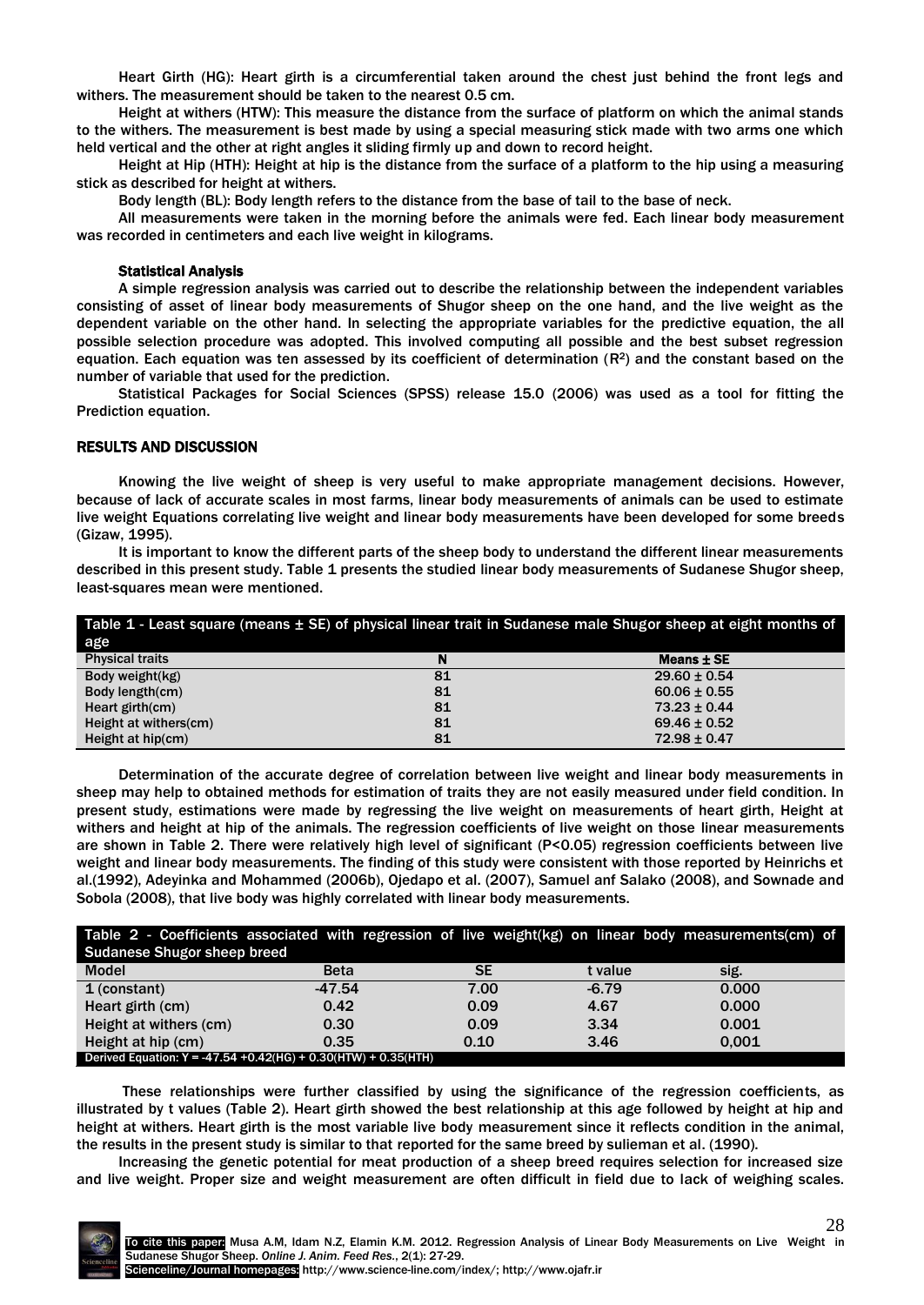Heart Girth (HG): Heart girth is a circumferential taken around the chest just behind the front legs and withers. The measurement should be taken to the nearest 0.5 cm.

Height at withers (HTW): This measure the distance from the surface of platform on which the animal stands to the withers. The measurement is best made by using a special measuring stick made with two arms one which held vertical and the other at right angles it sliding firmly up and down to record height.

Height at Hip (HTH): Height at hip is the distance from the surface of a platform to the hip using a measuring stick as described for height at withers.

Body length (BL): Body length refers to the distance from the base of tail to the base of neck.

All measurements were taken in the morning before the animals were fed. Each linear body measurement was recorded in centimeters and each live weight in kilograms.

### Statistical Analysis

A simple regression analysis was carried out to describe the relationship between the independent variables consisting of asset of linear body measurements of Shugor sheep on the one hand, and the live weight as the dependent variable on the other hand. In selecting the appropriate variables for the predictive equation, the all possible selection procedure was adopted. This involved computing all possible and the best subset regression equation. Each equation was ten assessed by its coefficient of determination ($R^2$) and the constant based on the number of variable that used for the prediction.

Statistical Packages for Social Sciences (SPSS) release 15.0 (2006) was used as a tool for fitting the Prediction equation.

## RESULTS AND DISCUSSION

Knowing the live weight of sheep is very useful to make appropriate management decisions. However, because of lack of accurate scales in most farms, linear body measurements of animals can be used to estimate live weight Equations correlating live weight and linear body measurements have been developed for some breeds (Gizaw, 1995).

It is important to know the different parts of the sheep body to understand the different linear measurements described in this present study. Table 1 presents the studied linear body measurements of Sudanese Shugor sheep, least-squares mean were mentioned.

**Table 1** - Least square (means ± SE) of physical linear trait in Sudanese male Shugor sheep at eight months of age

| Physical traits | N | Means ± SE |
|---|---|---|
| Body weight(kg) | 81 | 29.60 ± 0.54 |
| Body length(cm) | 81 | 60.06 ± 0.55 |
| Heart girth(cm) | 81 | 73.23 ± 0.44 |
| Height at withers(cm) | 81 | 69.46 ± 0.52 |
| Height at hip(cm) | 81 | 72.98 ± 0.47 |

Determination of the accurate degree of correlation between live weight and linear body measurements in sheep may help to obtained methods for estimation of traits they are not easily measured under field condition. In present study, estimations were made by regressing the live weight on measurements of heart girth, Height at withers and height at hip of the animals. The regression coefficients of live weight on those linear measurements are shown in Table 2. There were relatively high level of significant ($P<0.05$) regression coefficients between live weight and linear body measurements. The finding of this study were consistent with those reported by Heinrichs et al.(1992), Adeyinka and Mohammed (2006b), Ojedapo et al. (2007), Samuel anf Salako (2008), and Sownade and Sobola (2008), that live body was highly correlated with linear body measurements.

**Table 2** - Coefficients associated with regression of live weight(kg) on linear body measurements(cm) of Sudanese Shugor sheep breed

| Model | Beta | SE | t value | sig. |
|---|---|---|---|---|
| 1 (constant) | -47.54 | 7.00 | -6.79 | 0.000 |
| Heart girth (cm) | 0.42 | 0.09 | 4.67 | 0.000 |
| Height at withers (cm) | 0.30 | 0.09 | 3.34 | 0.001 |
| Height at hip (cm) | 0.35 | 0.10 | 3.46 | 0,001 |

Derived Equation: $Y = -47.54 + 0.42(HG) + 0.30(HTW) + 0.35(HTH)$

These relationships were further classified by using the significance of the regression coefficients, as illustrated by t values (Table 2). Heart girth showed the best relationship at this age followed by height at hip and height at withers. Heart girth is the most variable live body measurement since it reflects condition in the animal, the results in the present study is similar to that reported for the same breed by sulieman et al. (1990).

Increasing the genetic potential for meat production of a sheep breed requires selection for increased size and live weight. Proper size and weight measurement are often difficult in field due to lack of weighing scales.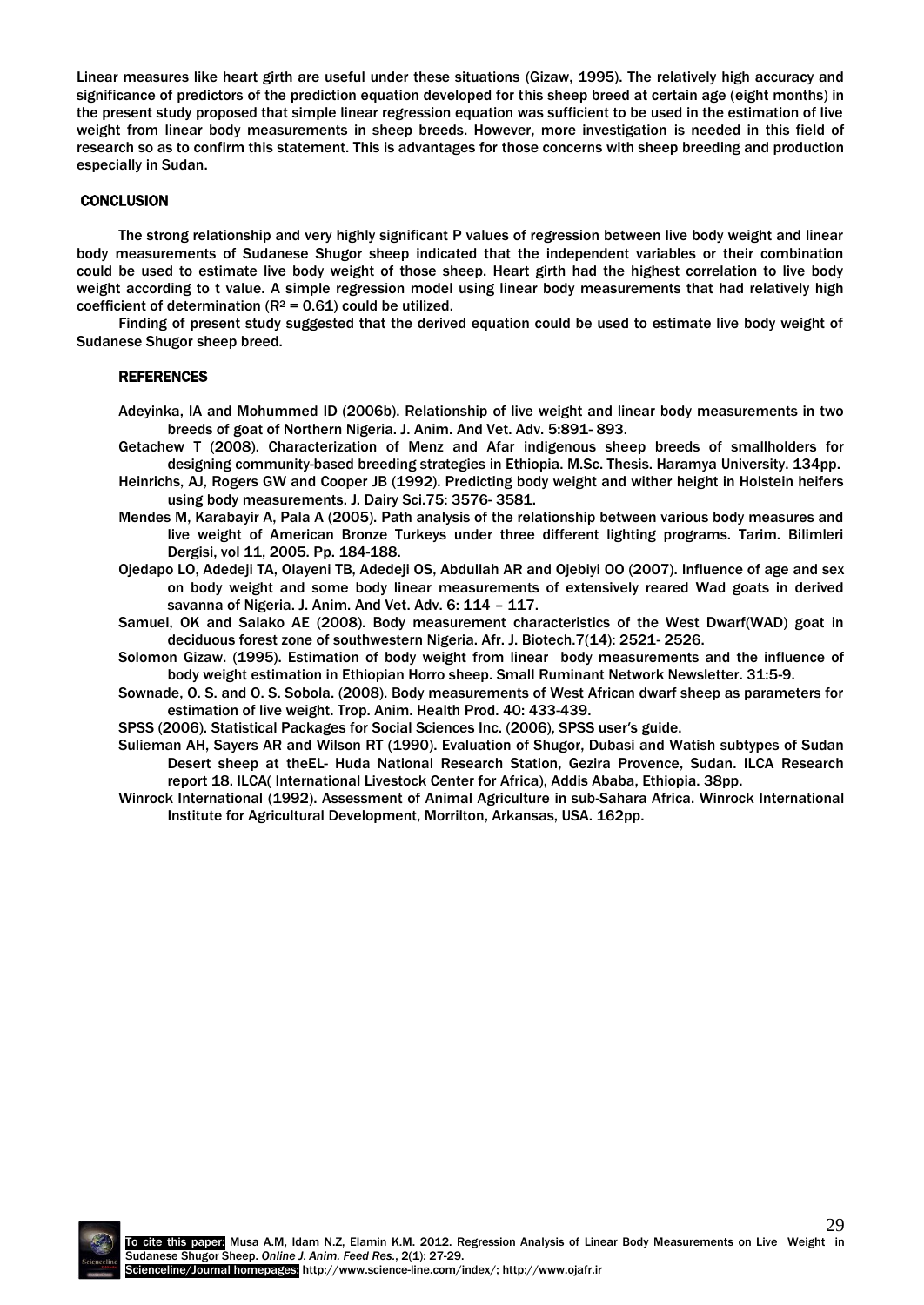Linear measures like heart girth are useful under these situations (Gizaw, 1995). The relatively high accuracy and significance of predictors of the prediction equation developed for this sheep breed at certain age (eight months) in the present study proposed that simple linear regression equation was sufficient to be used in the estimation of live weight from linear body measurements in sheep breeds. However, more investigation is needed in this field of research so as to confirm this statement. This is advantages for those concerns with sheep breeding and production especially in Sudan.

## CONCLUSION

The strong relationship and very highly significant P values of regression between live body weight and linear body measurements of Sudanese Shugor sheep indicated that the independent variables or their combination could be used to estimate live body weight of those sheep. Heart girth had the highest correlation to live body weight according to t value. A simple regression model using linear body measurements that had relatively high coefficient of determination ($R^2 = 0.61$) could be utilized.

Finding of present study suggested that the derived equation could be used to estimate live body weight of Sudanese Shugor sheep breed.

## REFERENCES

Adeyinka, IA and Mohummed ID (2006b). Relationship of live weight and linear body measurements in two breeds of goat of Northern Nigeria. J. Anim. And Vet. Adv. 5:891- 893.

Getachew T (2008). Characterization of Menz and Afar indigenous sheep breeds of smallholders for designing community-based breeding strategies in Ethiopia. M.Sc. Thesis. Haramya University. 134pp.

Heinrichs, AJ, Rogers GW and Cooper JB (1992). Predicting body weight and wither height in Holstein heifers using body measurements. J. Dairy Sci.75: 3576- 3581.

Mendes M, Karabayir A, Pala A (2005). Path analysis of the relationship between various body measures and live weight of American Bronze Turkeys under three different lighting programs. Tarim. Bilimleri Dergisi, vol 11, 2005. Pp. 184-188.

Ojedapo LO, Adedeji TA, Olayeni TB, Adedeji OS, Abdullah AR and Ojebiyi OO (2007). Influence of age and sex on body weight and some body linear measurements of extensively reared Wad goats in derived savanna of Nigeria. J. Anim. And Vet. Adv. 6: 114 – 117.

Samuel, OK and Salako AE (2008). Body measurement characteristics of the West Dwarf(WAD) goat in deciduous forest zone of southwestern Nigeria. Afr. J. Biotech.7(14): 2521- 2526.

Solomon Gizaw. (1995). Estimation of body weight from linear body measurements and the influence of body weight estimation in Ethiopian Horro sheep. Small Ruminant Network Newsletter. 31:5-9.

Sownade, O. S. and O. S. Sobola. (2008). Body measurements of West African dwarf sheep as parameters for estimation of live weight. Trop. Anim. Health Prod. 40: 433-439.

SPSS (2006). Statistical Packages for Social Sciences Inc. (2006), SPSS user's guide.

Sulieman AH, Sayers AR and Wilson RT (1990). Evaluation of Shugor, Dubasi and Watish subtypes of Sudan Desert sheep at theEL- Huda National Research Station, Gezira Provence, Sudan. ILCA Research report 18. ILCA( International Livestock Center for Africa), Addis Ababa, Ethiopia. 38pp.

Winrock International (1992). Assessment of Animal Agriculture in sub-Sahara Africa. Winrock International Institute for Agricultural Development, Morrilton, Arkansas, USA. 162pp.